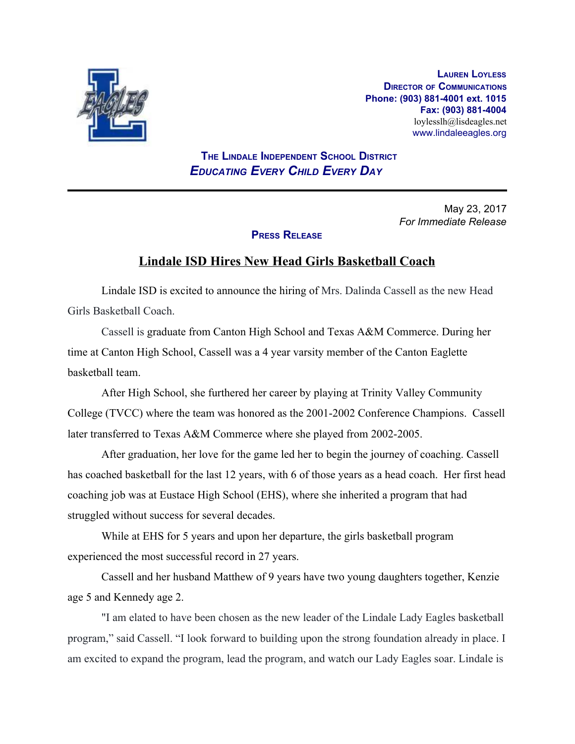**Lauren Loyless**
**Director of Communications**
**Phone: (903) 881-4001 ext. 1015**
**Fax: (903) 881-4004**
loylesslh@lisdeagles.net
www.lindaleeagles.org

**The Lindale Independent School District**
***Educating Every Child Every Day***

---

May 23, 2017
*For Immediate Release*

**Press Release**

## Lindale ISD Hires New Head Girls Basketball Coach

Lindale ISD is excited to announce the hiring of Mrs. Dalinda Cassell as the new Head Girls Basketball Coach.

Cassell is graduate from Canton High School and Texas A&M Commerce. During her time at Canton High School, Cassell was a 4 year varsity member of the Canton Eaglette basketball team.

After High School, she furthered her career by playing at Trinity Valley Community College (TVCC) where the team was honored as the 2001-2002 Conference Champions. Cassell later transferred to Texas A&M Commerce where she played from 2002-2005.

After graduation, her love for the game led her to begin the journey of coaching. Cassell has coached basketball for the last 12 years, with 6 of those years as a head coach. Her first head coaching job was at Eustace High School (EHS), where she inherited a program that had struggled without success for several decades.

While at EHS for 5 years and upon her departure, the girls basketball program experienced the most successful record in 27 years.

Cassell and her husband Matthew of 9 years have two young daughters together, Kenzie age 5 and Kennedy age 2.

"I am elated to have been chosen as the new leader of the Lindale Lady Eagles basketball program," said Cassell. "I look forward to building upon the strong foundation already in place. I am excited to expand the program, lead the program, and watch our Lady Eagles soar. Lindale is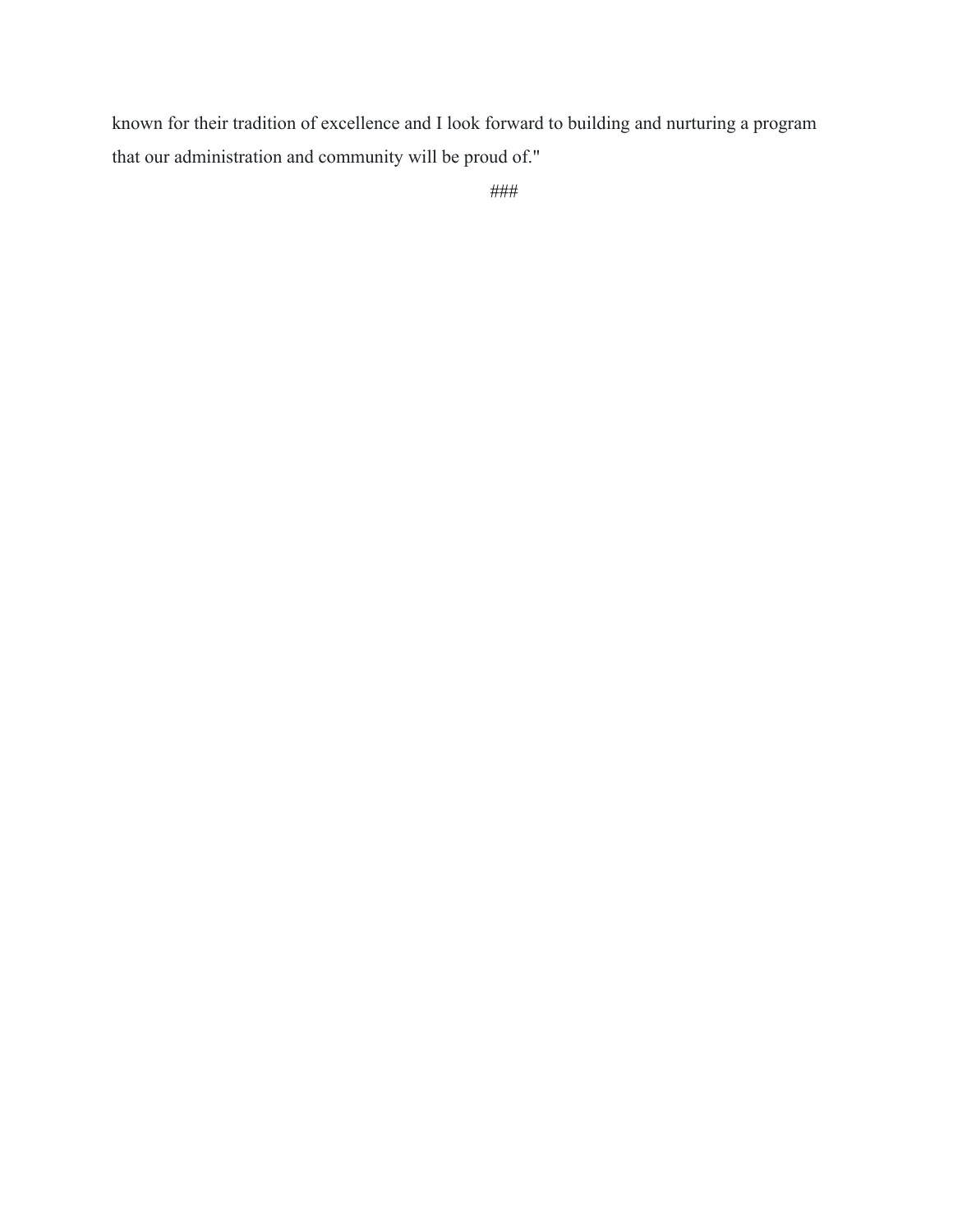known for their tradition of excellence and I look forward to building and nurturing a program that our administration and community will be proud of."

###